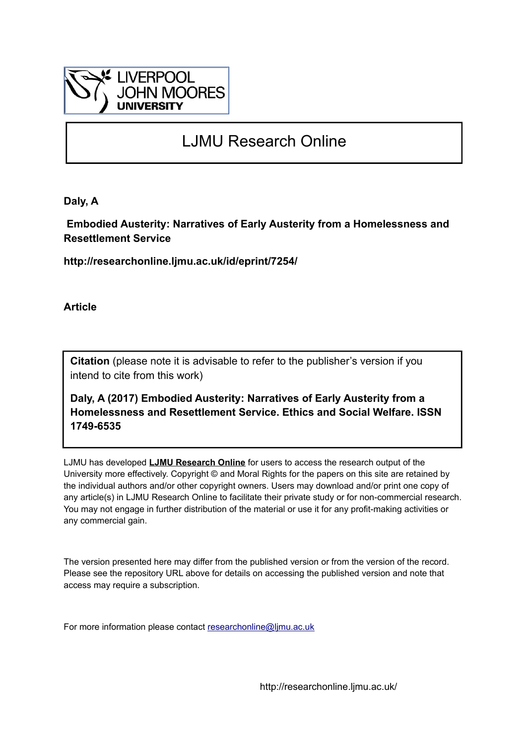LIVERPOOL JOHN MOORES UNIVERSITY

# LJMU Research Online

**Daly, A**

**Embodied Austerity: Narratives of Early Austerity from a Homelessness and Resettlement Service**

**http://researchonline.ljmu.ac.uk/id/eprint/7254/**

**Article**

**Citation** (please note it is advisable to refer to the publisher's version if you intend to cite from this work)

**Daly, A (2017) Embodied Austerity: Narratives of Early Austerity from a Homelessness and Resettlement Service. Ethics and Social Welfare. ISSN 1749-6535**

LJMU has developed **LJMU Research Online** for users to access the research output of the University more effectively. Copyright © and Moral Rights for the papers on this site are retained by the individual authors and/or other copyright owners. Users may download and/or print one copy of any article(s) in LJMU Research Online to facilitate their private study or for non-commercial research. You may not engage in further distribution of the material or use it for any profit-making activities or any commercial gain.

The version presented here may differ from the published version or from the version of the record. Please see the repository URL above for details on accessing the published version and note that access may require a subscription.

For more information please contact researchonline@ljmu.ac.uk

http://researchonline.ljmu.ac.uk/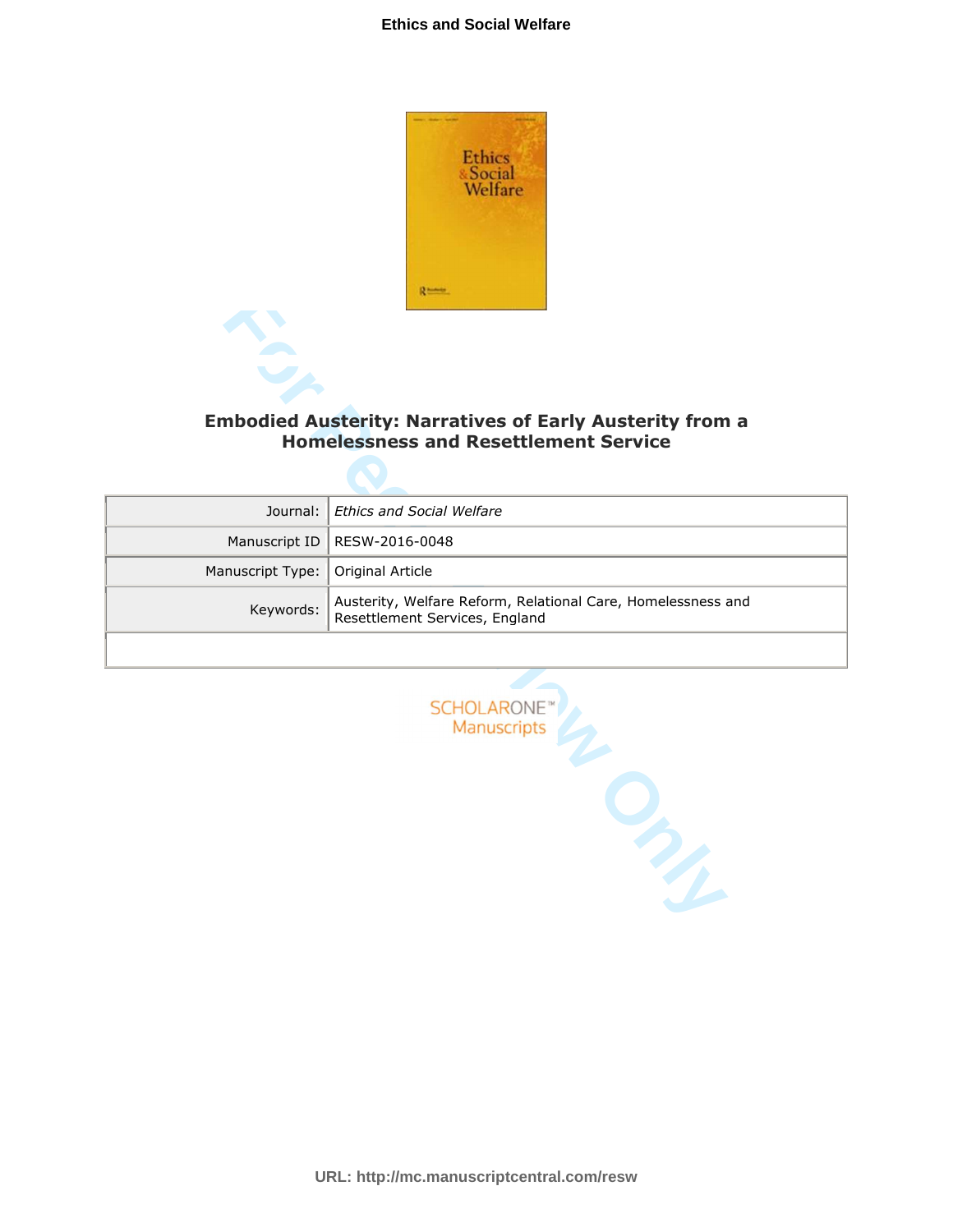# Embodied Austerity: Narratives of Early Austerity from a Homelessness and Resettlement Service

| Journal: | *Ethics and Social Welfare* |
|---|---|
| Manuscript ID | RESW-2016-0048 |
| Manuscript Type: | Original Article |
| Keywords: | Austerity, Welfare Reform, Relational Care, Homelessness and Resettlement Services, England |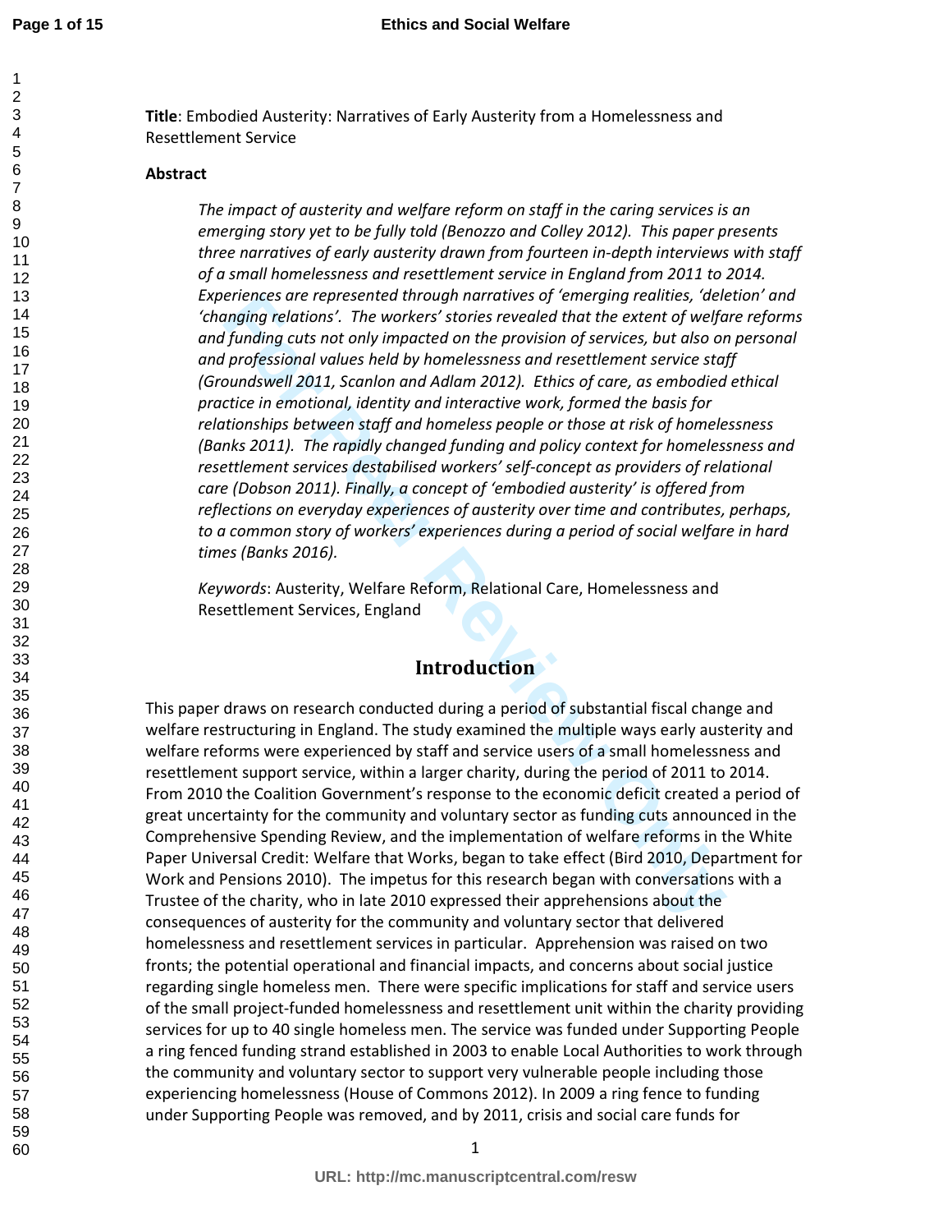**Title**: Embodied Austerity: Narratives of Early Austerity from a Homelessness and Resettlement Service

**Abstract**

> *The impact of austerity and welfare reform on staff in the caring services is an emerging story yet to be fully told (Benozzo and Colley 2012). This paper presents three narratives of early austerity drawn from fourteen in-depth interviews with staff of a small homelessness and resettlement service in England from 2011 to 2014. Experiences are represented through narratives of 'emerging realities, 'deletion' and 'changing relations'. The workers' stories revealed that the extent of welfare reforms and funding cuts not only impacted on the provision of services, but also on personal and professional values held by homelessness and resettlement service staff (Groundswell 2011, Scanlon and Adlam 2012). Ethics of care, as embodied ethical practice in emotional, identity and interactive work, formed the basis for relationships between staff and homeless people or those at risk of homelessness (Banks 2011). The rapidly changed funding and policy context for homelessness and resettlement services destabilised workers' self-concept as providers of relational care (Dobson 2011). Finally, a concept of 'embodied austerity' is offered from reflections on everyday experiences of austerity over time and contributes, perhaps, to a common story of workers' experiences during a period of social welfare in hard times (Banks 2016).*
>
> *Keywords*: Austerity, Welfare Reform, Relational Care, Homelessness and Resettlement Services, England

## Introduction

This paper draws on research conducted during a period of substantial fiscal change and welfare restructuring in England. The study examined the multiple ways early austerity and welfare reforms were experienced by staff and service users of a small homelessness and resettlement support service, within a larger charity, during the period of 2011 to 2014. From 2010 the Coalition Government's response to the economic deficit created a period of great uncertainty for the community and voluntary sector as funding cuts announced in the Comprehensive Spending Review, and the implementation of welfare reforms in the White Paper Universal Credit: Welfare that Works, began to take effect (Bird 2010, Department for Work and Pensions 2010). The impetus for this research began with conversations with a Trustee of the charity, who in late 2010 expressed their apprehensions about the consequences of austerity for the community and voluntary sector that delivered homelessness and resettlement services in particular. Apprehension was raised on two fronts; the potential operational and financial impacts, and concerns about social justice regarding single homeless men. There were specific implications for staff and service users of the small project-funded homelessness and resettlement unit within the charity providing services for up to 40 single homeless men. The service was funded under Supporting People a ring fenced funding strand established in 2003 to enable Local Authorities to work through the community and voluntary sector to support very vulnerable people including those experiencing homelessness (House of Commons 2012). In 2009 a ring fence to funding under Supporting People was removed, and by 2011, crisis and social care funds for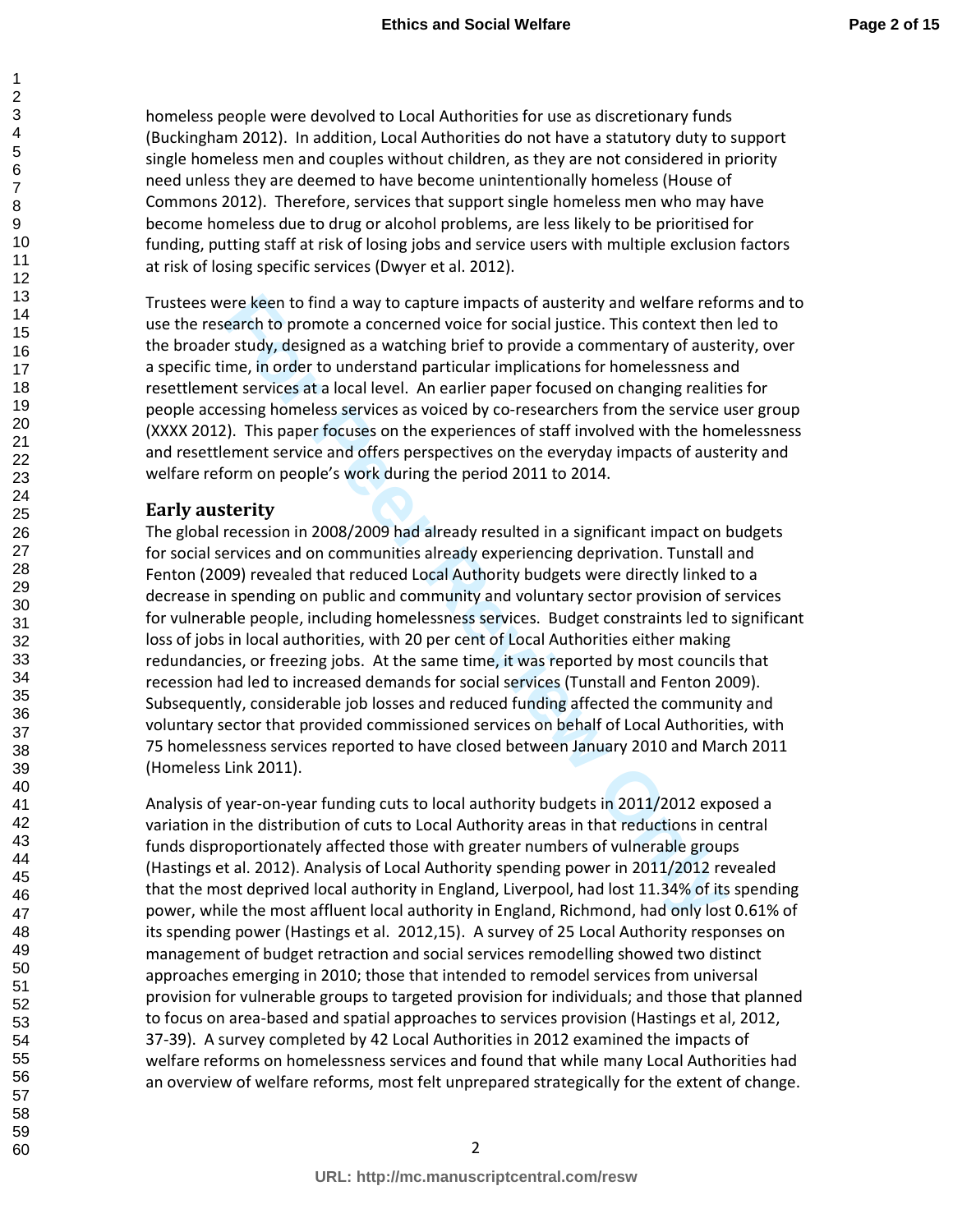homeless people were devolved to Local Authorities for use as discretionary funds (Buckingham 2012). In addition, Local Authorities do not have a statutory duty to support single homeless men and couples without children, as they are not considered in priority need unless they are deemed to have become unintentionally homeless (House of Commons 2012). Therefore, services that support single homeless men who may have become homeless due to drug or alcohol problems, are less likely to be prioritised for funding, putting staff at risk of losing jobs and service users with multiple exclusion factors at risk of losing specific services (Dwyer et al. 2012).

Trustees were keen to find a way to capture impacts of austerity and welfare reforms and to use the research to promote a concerned voice for social justice. This context then led to the broader study, designed as a watching brief to provide a commentary of austerity, over a specific time, in order to understand particular implications for homelessness and resettlement services at a local level. An earlier paper focused on changing realities for people accessing homeless services as voiced by co-researchers from the service user group (XXXX 2012). This paper focuses on the experiences of staff involved with the homelessness and resettlement service and offers perspectives on the everyday impacts of austerity and welfare reform on people's work during the period 2011 to 2014.

## Early austerity

The global recession in 2008/2009 had already resulted in a significant impact on budgets for social services and on communities already experiencing deprivation. Tunstall and Fenton (2009) revealed that reduced Local Authority budgets were directly linked to a decrease in spending on public and community and voluntary sector provision of services for vulnerable people, including homelessness services. Budget constraints led to significant loss of jobs in local authorities, with 20 per cent of Local Authorities either making redundancies, or freezing jobs. At the same time, it was reported by most councils that recession had led to increased demands for social services (Tunstall and Fenton 2009). Subsequently, considerable job losses and reduced funding affected the community and voluntary sector that provided commissioned services on behalf of Local Authorities, with 75 homelessness services reported to have closed between January 2010 and March 2011 (Homeless Link 2011).

Analysis of year-on-year funding cuts to local authority budgets in 2011/2012 exposed a variation in the distribution of cuts to Local Authority areas in that reductions in central funds disproportionately affected those with greater numbers of vulnerable groups (Hastings et al. 2012). Analysis of Local Authority spending power in 2011/2012 revealed that the most deprived local authority in England, Liverpool, had lost 11.34% of its spending power, while the most affluent local authority in England, Richmond, had only lost 0.61% of its spending power (Hastings et al. 2012,15). A survey of 25 Local Authority responses on management of budget retraction and social services remodelling showed two distinct approaches emerging in 2010; those that intended to remodel services from universal provision for vulnerable groups to targeted provision for individuals; and those that planned to focus on area-based and spatial approaches to services provision (Hastings et al, 2012, 37-39). A survey completed by 42 Local Authorities in 2012 examined the impacts of welfare reforms on homelessness services and found that while many Local Authorities had an overview of welfare reforms, most felt unprepared strategically for the extent of change.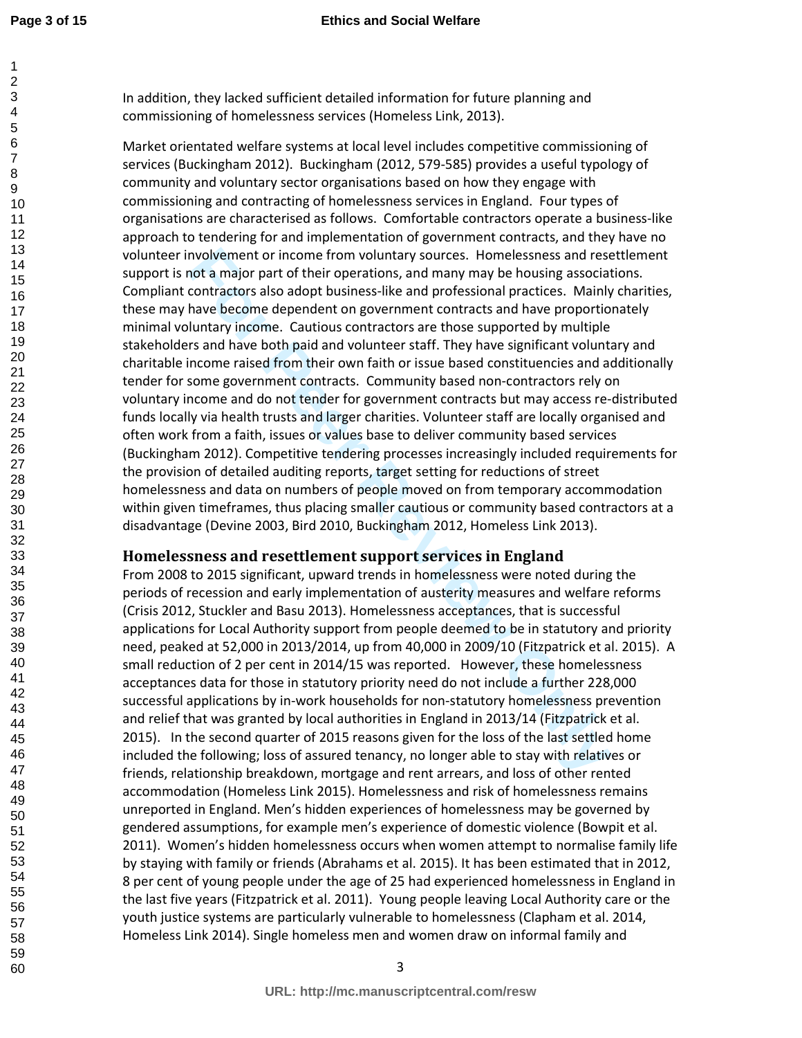In addition, they lacked sufficient detailed information for future planning and commissioning of homelessness services (Homeless Link, 2013).

Market orientated welfare systems at local level includes competitive commissioning of services (Buckingham 2012). Buckingham (2012, 579-585) provides a useful typology of community and voluntary sector organisations based on how they engage with commissioning and contracting of homelessness services in England. Four types of organisations are characterised as follows. Comfortable contractors operate a business-like approach to tendering for and implementation of government contracts, and they have no volunteer involvement or income from voluntary sources. Homelessness and resettlement support is not a major part of their operations, and many may be housing associations. Compliant contractors also adopt business-like and professional practices. Mainly charities, these may have become dependent on government contracts and have proportionately minimal voluntary income. Cautious contractors are those supported by multiple stakeholders and have both paid and volunteer staff. They have significant voluntary and charitable income raised from their own faith or issue based constituencies and additionally tender for some government contracts. Community based non-contractors rely on voluntary income and do not tender for government contracts but may access re-distributed funds locally via health trusts and larger charities. Volunteer staff are locally organised and often work from a faith, issues or values base to deliver community based services (Buckingham 2012). Competitive tendering processes increasingly included requirements for the provision of detailed auditing reports, target setting for reductions of street homelessness and data on numbers of people moved on from temporary accommodation within given timeframes, thus placing smaller cautious or community based contractors at a disadvantage (Devine 2003, Bird 2010, Buckingham 2012, Homeless Link 2013).

## Homelessness and resettlement support services in England

From 2008 to 2015 significant, upward trends in homelessness were noted during the periods of recession and early implementation of austerity measures and welfare reforms (Crisis 2012, Stuckler and Basu 2013). Homelessness acceptances, that is successful applications for Local Authority support from people deemed to be in statutory and priority need, peaked at 52,000 in 2013/2014, up from 40,000 in 2009/10 (Fitzpatrick et al. 2015). A small reduction of 2 per cent in 2014/15 was reported. However, these homelessness acceptances data for those in statutory priority need do not include a further 228,000 successful applications by in-work households for non-statutory homelessness prevention and relief that was granted by local authorities in England in 2013/14 (Fitzpatrick et al. 2015). In the second quarter of 2015 reasons given for the loss of the last settled home included the following; loss of assured tenancy, no longer able to stay with relatives or friends, relationship breakdown, mortgage and rent arrears, and loss of other rented accommodation (Homeless Link 2015). Homelessness and risk of homelessness remains unreported in England. Men's hidden experiences of homelessness may be governed by gendered assumptions, for example men's experience of domestic violence (Bowpit et al. 2011). Women's hidden homelessness occurs when women attempt to normalise family life by staying with family or friends (Abrahams et al. 2015). It has been estimated that in 2012, 8 per cent of young people under the age of 25 had experienced homelessness in England in the last five years (Fitzpatrick et al. 2011). Young people leaving Local Authority care or the youth justice systems are particularly vulnerable to homelessness (Clapham et al. 2014, Homeless Link 2014). Single homeless men and women draw on informal family and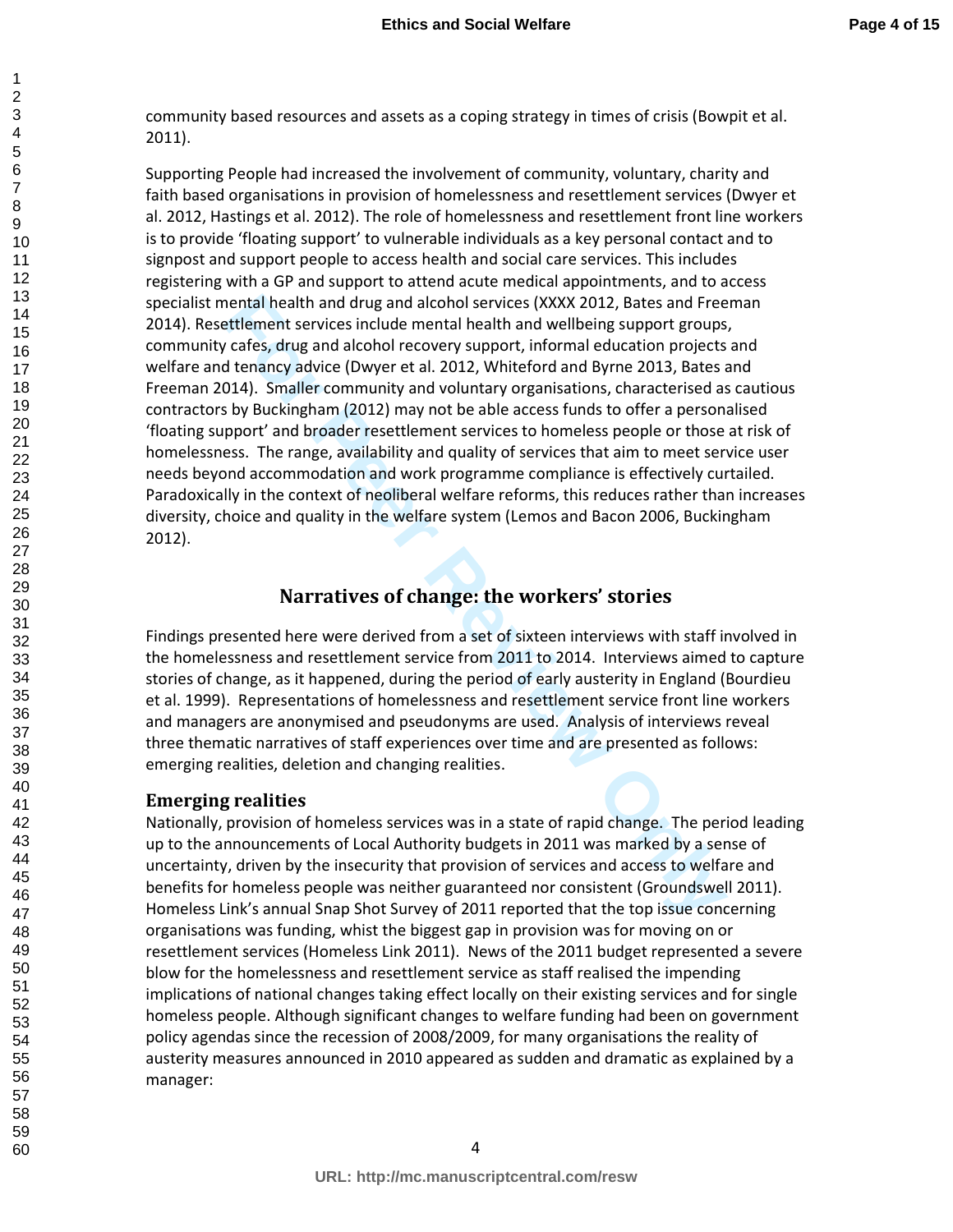community based resources and assets as a coping strategy in times of crisis (Bowpit et al. 2011).

Supporting People had increased the involvement of community, voluntary, charity and faith based organisations in provision of homelessness and resettlement services (Dwyer et al. 2012, Hastings et al. 2012). The role of homelessness and resettlement front line workers is to provide 'floating support' to vulnerable individuals as a key personal contact and to signpost and support people to access health and social care services. This includes registering with a GP and support to attend acute medical appointments, and to access specialist mental health and drug and alcohol services (XXXX 2012, Bates and Freeman 2014). Resettlement services include mental health and wellbeing support groups, community cafes, drug and alcohol recovery support, informal education projects and welfare and tenancy advice (Dwyer et al. 2012, Whiteford and Byrne 2013, Bates and Freeman 2014). Smaller community and voluntary organisations, characterised as cautious contractors by Buckingham (2012) may not be able access funds to offer a personalised 'floating support' and broader resettlement services to homeless people or those at risk of homelessness. The range, availability and quality of services that aim to meet service user needs beyond accommodation and work programme compliance is effectively curtailed. Paradoxically in the context of neoliberal welfare reforms, this reduces rather than increases diversity, choice and quality in the welfare system (Lemos and Bacon 2006, Buckingham 2012).

## Narratives of change: the workers' stories

Findings presented here were derived from a set of sixteen interviews with staff involved in the homelessness and resettlement service from 2011 to 2014. Interviews aimed to capture stories of change, as it happened, during the period of early austerity in England (Bourdieu et al. 1999). Representations of homelessness and resettlement service front line workers and managers are anonymised and pseudonyms are used. Analysis of interviews reveal three thematic narratives of staff experiences over time and are presented as follows: emerging realities, deletion and changing realities.

### Emerging realities

Nationally, provision of homeless services was in a state of rapid change. The period leading up to the announcements of Local Authority budgets in 2011 was marked by a sense of uncertainty, driven by the insecurity that provision of services and access to welfare and benefits for homeless people was neither guaranteed nor consistent (Groundswell 2011). Homeless Link's annual Snap Shot Survey of 2011 reported that the top issue concerning organisations was funding, whilst the biggest gap in provision was for moving on or resettlement services (Homeless Link 2011). News of the 2011 budget represented a severe blow for the homelessness and resettlement service as staff realised the impending implications of national changes taking effect locally on their existing services and for single homeless people. Although significant changes to welfare funding had been on government policy agendas since the recession of 2008/2009, for many organisations the reality of austerity measures announced in 2010 appeared as sudden and dramatic as explained by a manager: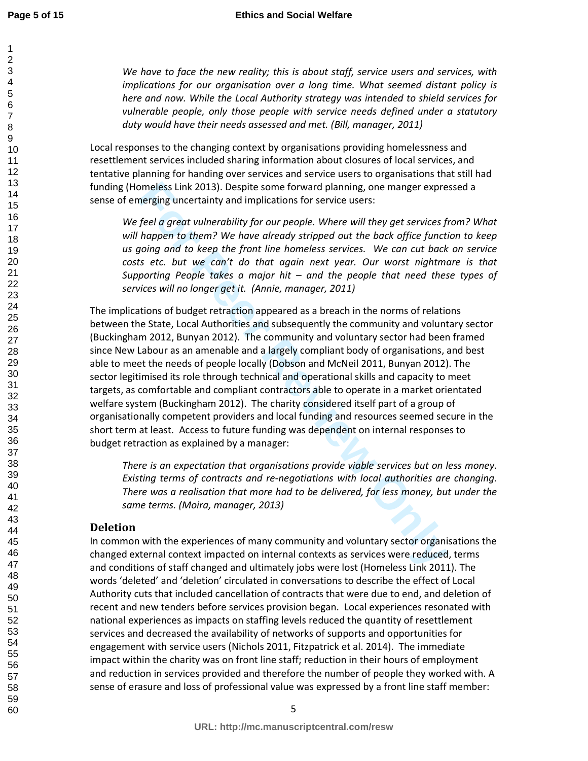*We have to face the new reality; this is about staff, service users and services, with implications for our organisation over a long time. What seemed distant policy is here and now. While the Local Authority strategy was intended to shield services for vulnerable people, only those people with service needs defined under a statutory duty would have their needs assessed and met. (Bill, manager, 2011)*

Local responses to the changing context by organisations providing homelessness and resettlement services included sharing information about closures of local services, and tentative planning for handing over services and service users to organisations that still had funding (Homeless Link 2013). Despite some forward planning, one manger expressed a sense of emerging uncertainty and implications for service users:

*We feel a great vulnerability for our people. Where will they get services from? What will happen to them? We have already stripped out the back office function to keep us going and to keep the front line homeless services. We can cut back on service costs etc. but we can't do that again next year. Our worst nightmare is that Supporting People takes a major hit – and the people that need these types of services will no longer get it. (Annie, manager, 2011)*

The implications of budget retraction appeared as a breach in the norms of relations between the State, Local Authorities and subsequently the community and voluntary sector (Buckingham 2012, Bunyan 2012). The community and voluntary sector had been framed since New Labour as an amenable and a largely compliant body of organisations, and best able to meet the needs of people locally (Dobson and McNeil 2011, Bunyan 2012). The sector legitimised its role through technical and operational skills and capacity to meet targets, as comfortable and compliant contractors able to operate in a market orientated welfare system (Buckingham 2012). The charity considered itself part of a group of organisationally competent providers and local funding and resources seemed secure in the short term at least. Access to future funding was dependent on internal responses to budget retraction as explained by a manager:

*There is an expectation that organisations provide viable services but on less money. Existing terms of contracts and re-negotiations with local authorities are changing. There was a realisation that more had to be delivered, for less money, but under the same terms. (Moira, manager, 2013)*

## Deletion

In common with the experiences of many community and voluntary sector organisations the changed external context impacted on internal contexts as services were reduced, terms and conditions of staff changed and ultimately jobs were lost (Homeless Link 2011). The words 'deleted' and 'deletion' circulated in conversations to describe the effect of Local Authority cuts that included cancellation of contracts that were due to end, and deletion of recent and new tenders before services provision began. Local experiences resonated with national experiences as impacts on staffing levels reduced the quantity of resettlement services and decreased the availability of networks of supports and opportunities for engagement with service users (Nichols 2011, Fitzpatrick et al. 2014). The immediate impact within the charity was on front line staff; reduction in their hours of employment and reduction in services provided and therefore the number of people they worked with. A sense of erasure and loss of professional value was expressed by a front line staff member: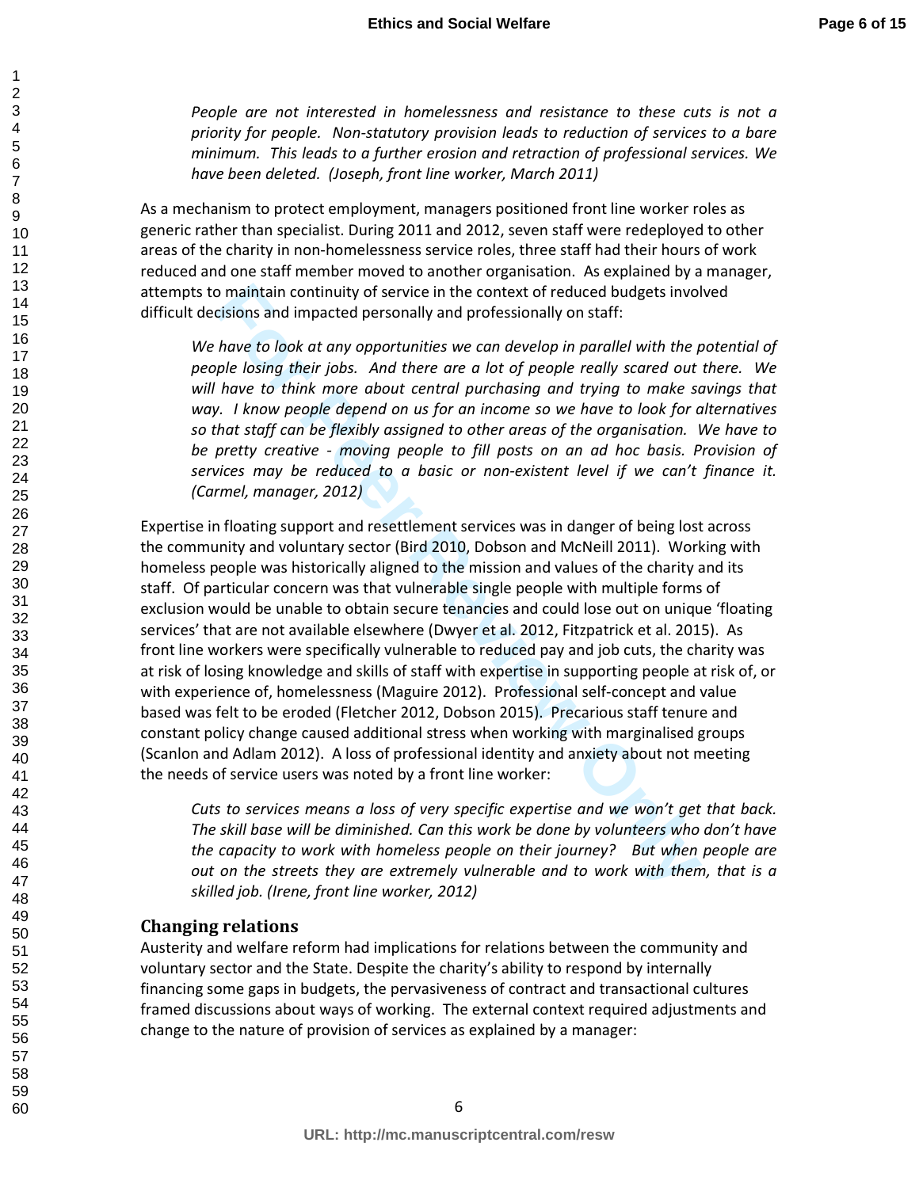> *People are not interested in homelessness and resistance to these cuts is not a priority for people. Non-statutory provision leads to reduction of services to a bare minimum. This leads to a further erosion and retraction of professional services. We have been deleted. (Joseph, front line worker, March 2011)*

As a mechanism to protect employment, managers positioned front line worker roles as generic rather than specialist. During 2011 and 2012, seven staff were redeployed to other areas of the charity in non-homelessness service roles, three staff had their hours of work reduced and one staff member moved to another organisation. As explained by a manager, attempts to maintain continuity of service in the context of reduced budgets involved difficult decisions and impacted personally and professionally on staff:

> *We have to look at any opportunities we can develop in parallel with the potential of people losing their jobs. And there are a lot of people really scared out there. We will have to think more about central purchasing and trying to make savings that way. I know people depend on us for an income so we have to look for alternatives so that staff can be flexibly assigned to other areas of the organisation. We have to be pretty creative - moving people to fill posts on an ad hoc basis. Provision of services may be reduced to a basic or non-existent level if we can't finance it. (Carmel, manager, 2012)*

Expertise in floating support and resettlement services was in danger of being lost across the community and voluntary sector (Bird 2010, Dobson and McNeill 2011). Working with homeless people was historically aligned to the mission and values of the charity and its staff. Of particular concern was that vulnerable single people with multiple forms of exclusion would be unable to obtain secure tenancies and could lose out on unique 'floating services' that are not available elsewhere (Dwyer et al. 2012, Fitzpatrick et al. 2015). As front line workers were specifically vulnerable to reduced pay and job cuts, the charity was at risk of losing knowledge and skills of staff with expertise in supporting people at risk of, or with experience of, homelessness (Maguire 2012). Professional self-concept and value based was felt to be eroded (Fletcher 2012, Dobson 2015). Precarious staff tenure and constant policy change caused additional stress when working with marginalised groups (Scanlon and Adlam 2012). A loss of professional identity and anxiety about not meeting the needs of service users was noted by a front line worker:

> *Cuts to services means a loss of very specific expertise and we won't get that back. The skill base will be diminished. Can this work be done by volunteers who don't have the capacity to work with homeless people on their journey? But when people are out on the streets they are extremely vulnerable and to work with them, that is a skilled job. (Irene, front line worker, 2012)*

## Changing relations

Austerity and welfare reform had implications for relations between the community and voluntary sector and the State. Despite the charity's ability to respond by internally financing some gaps in budgets, the pervasiveness of contract and transactional cultures framed discussions about ways of working. The external context required adjustments and change to the nature of provision of services as explained by a manager: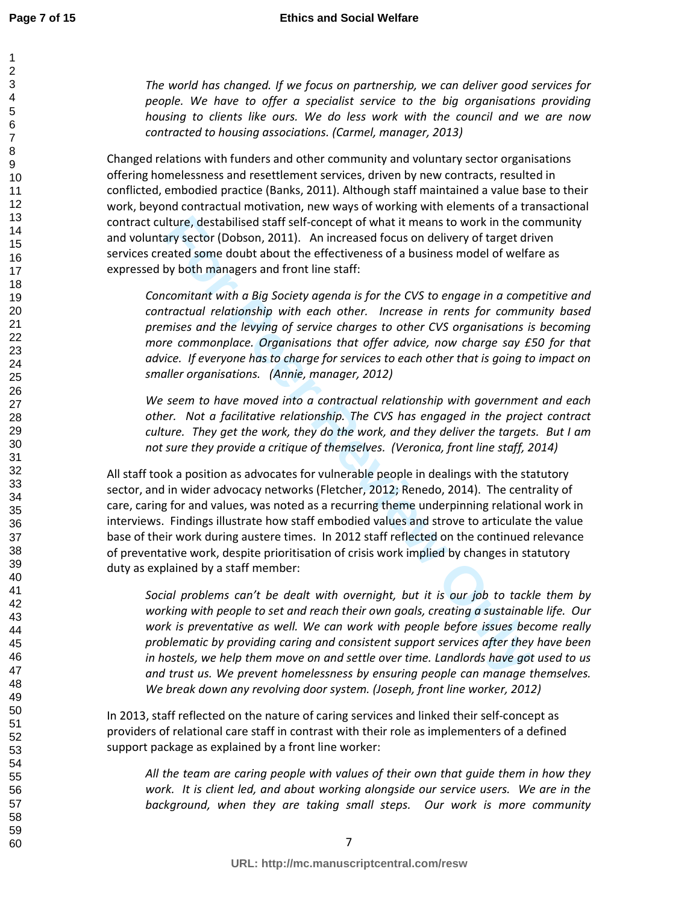> *The world has changed. If we focus on partnership, we can deliver good services for people. We have to offer a specialist service to the big organisations providing housing to clients like ours. We do less work with the council and we are now contracted to housing associations. (Carmel, manager, 2013)*

Changed relations with funders and other community and voluntary sector organisations offering homelessness and resettlement services, driven by new contracts, resulted in conflicted, embodied practice (Banks, 2011). Although staff maintained a value base to their work, beyond contractual motivation, new ways of working with elements of a transactional contract culture, destabilised staff self-concept of what it means to work in the community and voluntary sector (Dobson, 2011). An increased focus on delivery of target driven services created some doubt about the effectiveness of a business model of welfare as expressed by both managers and front line staff:

> *Concomitant with a Big Society agenda is for the CVS to engage in a competitive and contractual relationship with each other. Increase in rents for community based premises and the levying of service charges to other CVS organisations is becoming more commonplace. Organisations that offer advice, now charge say £50 for that advice. If everyone has to charge for services to each other that is going to impact on smaller organisations. (Annie, manager, 2012)*

> *We seem to have moved into a contractual relationship with government and each other. Not a facilitative relationship. The CVS has engaged in the project contract culture. They get the work, they do the work, and they deliver the targets. But I am not sure they provide a critique of themselves. (Veronica, front line staff, 2014)*

All staff took a position as advocates for vulnerable people in dealings with the statutory sector, and in wider advocacy networks (Fletcher, 2012; Renedo, 2014). The centrality of care, caring for and values, was noted as a recurring theme underpinning relational work in interviews. Findings illustrate how staff embodied values and strove to articulate the value base of their work during austere times. In 2012 staff reflected on the continued relevance of preventative work, despite prioritisation of crisis work implied by changes in statutory duty as explained by a staff member:

> *Social problems can't be dealt with overnight, but it is our job to tackle them by working with people to set and reach their own goals, creating a sustainable life. Our work is preventative as well. We can work with people before issues become really problematic by providing caring and consistent support services after they have been in hostels, we help them move on and settle over time. Landlords have got used to us and trust us. We prevent homelessness by ensuring people can manage themselves. We break down any revolving door system. (Joseph, front line worker, 2012)*

In 2013, staff reflected on the nature of caring services and linked their self-concept as providers of relational care staff in contrast with their role as implementers of a defined support package as explained by a front line worker:

> *All the team are caring people with values of their own that guide them in how they work. It is client led, and about working alongside our service users. We are in the background, when they are taking small steps. Our work is more community*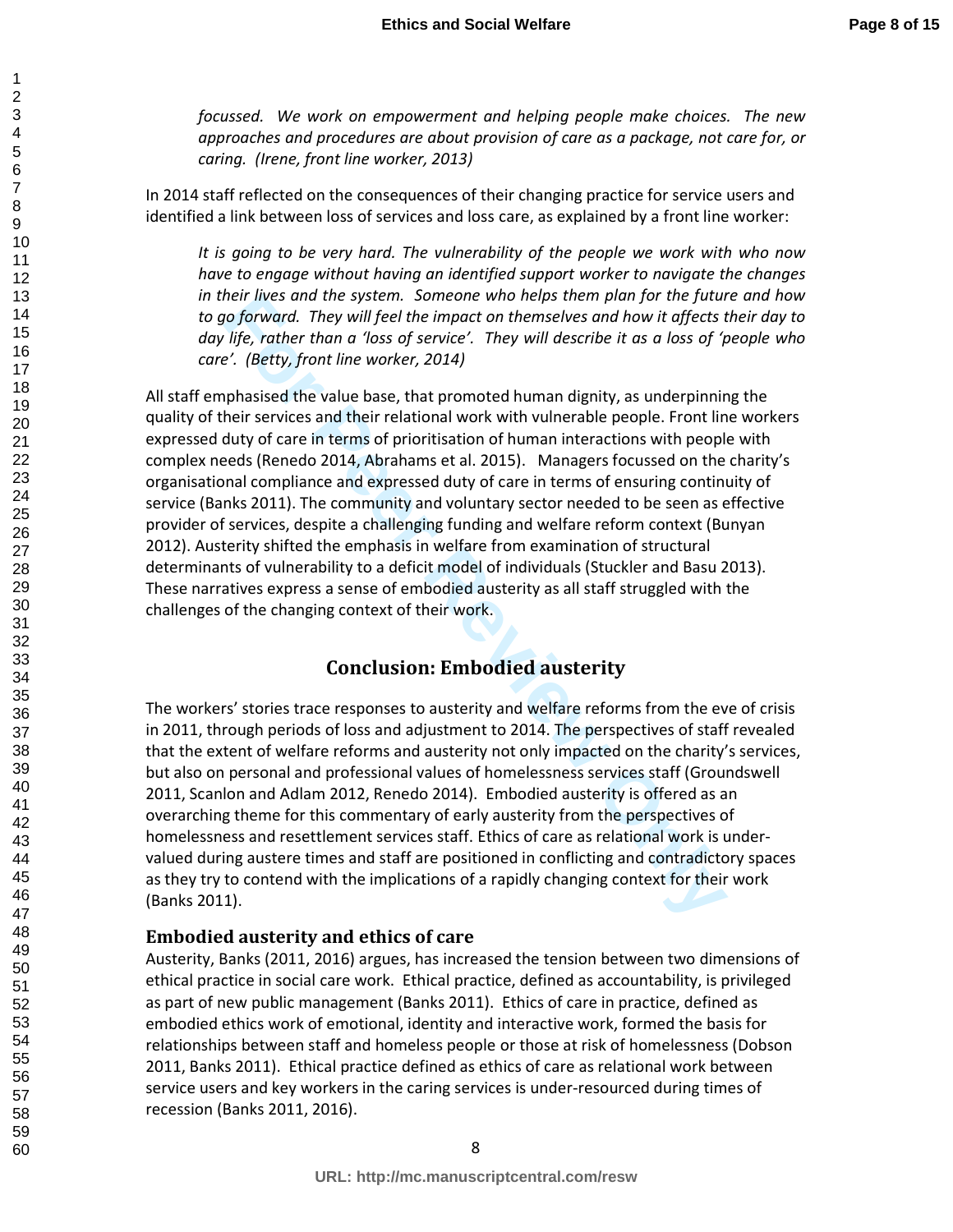*focussed. We work on empowerment and helping people make choices. The new approaches and procedures are about provision of care as a package, not care for, or caring. (Irene, front line worker, 2013)*

In 2014 staff reflected on the consequences of their changing practice for service users and identified a link between loss of services and loss care, as explained by a front line worker:

*It is going to be very hard. The vulnerability of the people we work with who now have to engage without having an identified support worker to navigate the changes in their lives and the system. Someone who helps them plan for the future and how to go forward. They will feel the impact on themselves and how it affects their day to day life, rather than a 'loss of service'. They will describe it as a loss of 'people who care'. (Betty, front line worker, 2014)*

All staff emphasised the value base, that promoted human dignity, as underpinning the quality of their services and their relational work with vulnerable people. Front line workers expressed duty of care in terms of prioritisation of human interactions with people with complex needs (Renedo 2014, Abrahams et al. 2015). Managers focussed on the charity's organisational compliance and expressed duty of care in terms of ensuring continuity of service (Banks 2011). The community and voluntary sector needed to be seen as effective provider of services, despite a challenging funding and welfare reform context (Bunyan 2012). Austerity shifted the emphasis in welfare from examination of structural determinants of vulnerability to a deficit model of individuals (Stuckler and Basu 2013). These narratives express a sense of embodied austerity as all staff struggled with the challenges of the changing context of their work.

## Conclusion: Embodied austerity

The workers' stories trace responses to austerity and welfare reforms from the eve of crisis in 2011, through periods of loss and adjustment to 2014. The perspectives of staff revealed that the extent of welfare reforms and austerity not only impacted on the charity's services, but also on personal and professional values of homelessness services staff (Groundswell 2011, Scanlon and Adlam 2012, Renedo 2014). Embodied austerity is offered as an overarching theme for this commentary of early austerity from the perspectives of homelessness and resettlement services staff. Ethics of care as relational work is under-valued during austere times and staff are positioned in conflicting and contradictory spaces as they try to contend with the implications of a rapidly changing context for their work (Banks 2011).

### Embodied austerity and ethics of care

Austerity, Banks (2011, 2016) argues, has increased the tension between two dimensions of ethical practice in social care work. Ethical practice, defined as accountability, is privileged as part of new public management (Banks 2011). Ethics of care in practice, defined as embodied ethics work of emotional, identity and interactive work, formed the basis for relationships between staff and homeless people or those at risk of homelessness (Dobson 2011, Banks 2011). Ethical practice defined as ethics of care as relational work between service users and key workers in the caring services is under-resourced during times of recession (Banks 2011, 2016).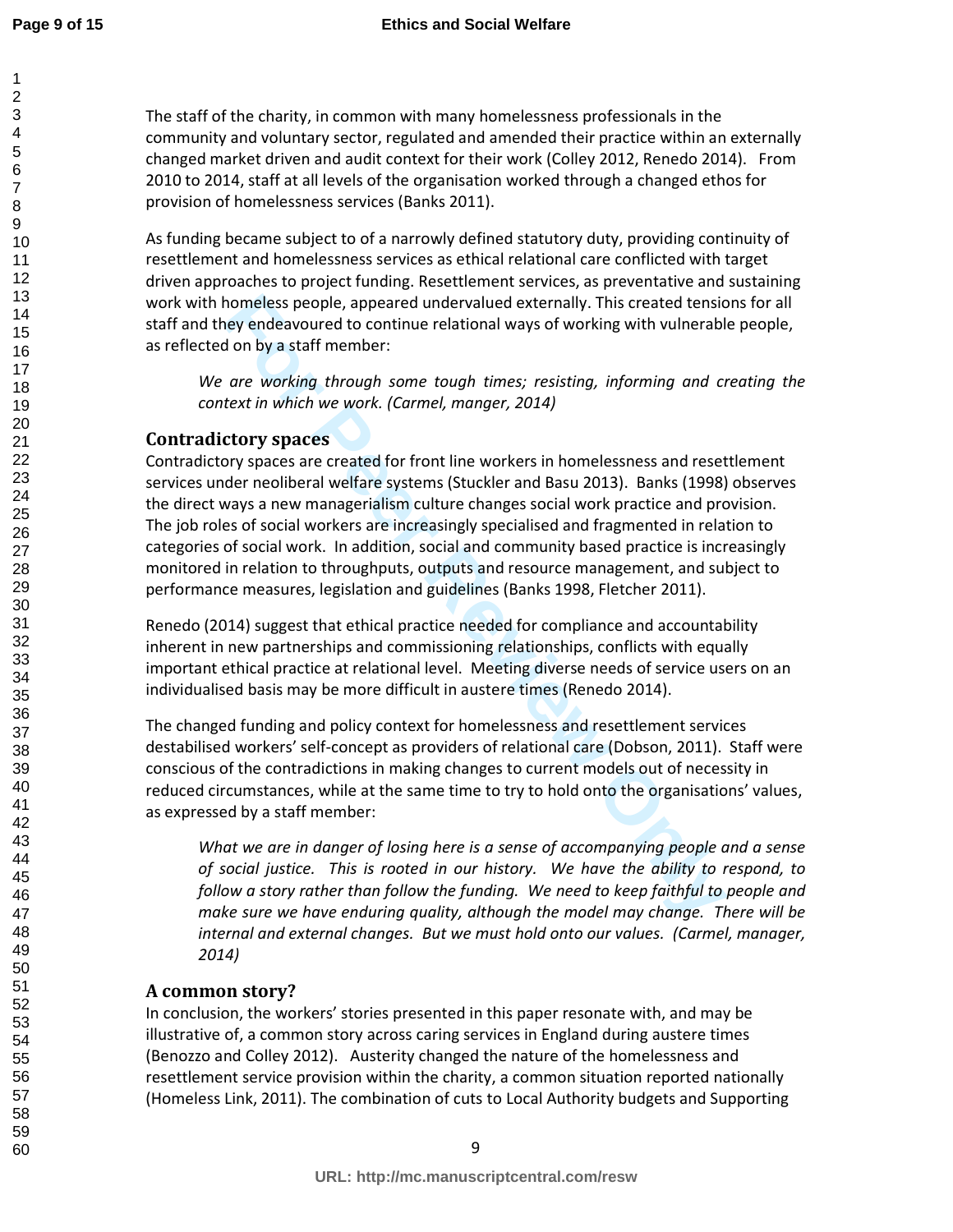The staff of the charity, in common with many homelessness professionals in the community and voluntary sector, regulated and amended their practice within an externally changed market driven and audit context for their work (Colley 2012, Renedo 2014). From 2010 to 2014, staff at all levels of the organisation worked through a changed ethos for provision of homelessness services (Banks 2011).

As funding became subject to of a narrowly defined statutory duty, providing continuity of resettlement and homelessness services as ethical relational care conflicted with target driven approaches to project funding. Resettlement services, as preventative and sustaining work with homeless people, appeared undervalued externally. This created tensions for all staff and they endeavoured to continue relational ways of working with vulnerable people, as reflected on by a staff member:

> *We are working through some tough times; resisting, informing and creating the context in which we work. (Carmel, manger, 2014)*

## Contradictory spaces

Contradictory spaces are created for front line workers in homelessness and resettlement services under neoliberal welfare systems (Stuckler and Basu 2013). Banks (1998) observes the direct ways a new managerialism culture changes social work practice and provision. The job roles of social workers are increasingly specialised and fragmented in relation to categories of social work. In addition, social and community based practice is increasingly monitored in relation to throughputs, outputs and resource management, and subject to performance measures, legislation and guidelines (Banks 1998, Fletcher 2011).

Renedo (2014) suggest that ethical practice needed for compliance and accountability inherent in new partnerships and commissioning relationships, conflicts with equally important ethical practice at relational level. Meeting diverse needs of service users on an individualised basis may be more difficult in austere times (Renedo 2014).

The changed funding and policy context for homelessness and resettlement services destabilised workers' self-concept as providers of relational care (Dobson, 2011). Staff were conscious of the contradictions in making changes to current models out of necessity in reduced circumstances, while at the same time to try to hold onto the organisations' values, as expressed by a staff member:

> *What we are in danger of losing here is a sense of accompanying people and a sense of social justice. This is rooted in our history. We have the ability to respond, to follow a story rather than follow the funding. We need to keep faithful to people and make sure we have enduring quality, although the model may change. There will be internal and external changes. But we must hold onto our values. (Carmel, manager, 2014)*

## A common story?

In conclusion, the workers' stories presented in this paper resonate with, and may be illustrative of, a common story across caring services in England during austere times (Benozzo and Colley 2012). Austerity changed the nature of the homelessness and resettlement service provision within the charity, a common situation reported nationally (Homeless Link, 2011). The combination of cuts to Local Authority budgets and Supporting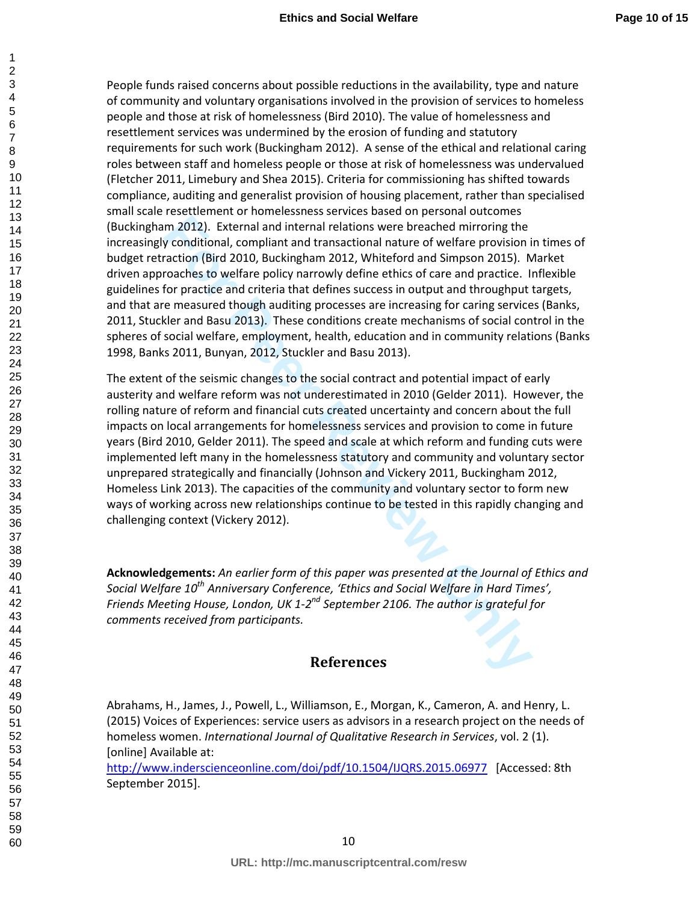People funds raised concerns about possible reductions in the availability, type and nature of community and voluntary organisations involved in the provision of services to homeless people and those at risk of homelessness (Bird 2010). The value of homelessness and resettlement services was undermined by the erosion of funding and statutory requirements for such work (Buckingham 2012). A sense of the ethical and relational caring roles between staff and homeless people or those at risk of homelessness was undervalued (Fletcher 2011, Limebury and Shea 2015). Criteria for commissioning has shifted towards compliance, auditing and generalist provision of housing placement, rather than specialised small scale resettlement or homelessness services based on personal outcomes (Buckingham 2012). External and internal relations were breached mirroring the increasingly conditional, compliant and transactional nature of welfare provision in times of budget retraction (Bird 2010, Buckingham 2012, Whiteford and Simpson 2015). Market driven approaches to welfare policy narrowly define ethics of care and practice. Inflexible guidelines for practice and criteria that defines success in output and throughput targets, and that are measured though auditing processes are increasing for caring services (Banks, 2011, Stuckler and Basu 2013). These conditions create mechanisms of social control in the spheres of social welfare, employment, health, education and in community relations (Banks 1998, Banks 2011, Bunyan, 2012, Stuckler and Basu 2013).

The extent of the seismic changes to the social contract and potential impact of early austerity and welfare reform was not underestimated in 2010 (Gelder 2011). However, the rolling nature of reform and financial cuts created uncertainty and concern about the full impacts on local arrangements for homelessness services and provision to come in future years (Bird 2010, Gelder 2011). The speed and scale at which reform and funding cuts were implemented left many in the homelessness statutory and community and voluntary sector unprepared strategically and financially (Johnson and Vickery 2011, Buckingham 2012, Homeless Link 2013). The capacities of the community and voluntary sector to form new ways of working across new relationships continue to be tested in this rapidly changing and challenging context (Vickery 2012).

**Acknowledgements:** *An earlier form of this paper was presented at the Journal of Ethics and Social Welfare 10th Anniversary Conference, 'Ethics and Social Welfare in Hard Times', Friends Meeting House, London, UK 1-2nd September 2106. The author is grateful for comments received from participants.*

## References

Abrahams, H., James, J., Powell, L., Williamson, E., Morgan, K., Cameron, A. and Henry, L. (2015) Voices of Experiences: service users as advisors in a research project on the needs of homeless women. *International Journal of Qualitative Research in Services*, vol. 2 (1). [online] Available at: http://www.inderscienceonline.com/doi/pdf/10.1504/IJQRS.2015.06977 [Accessed: 8th September 2015].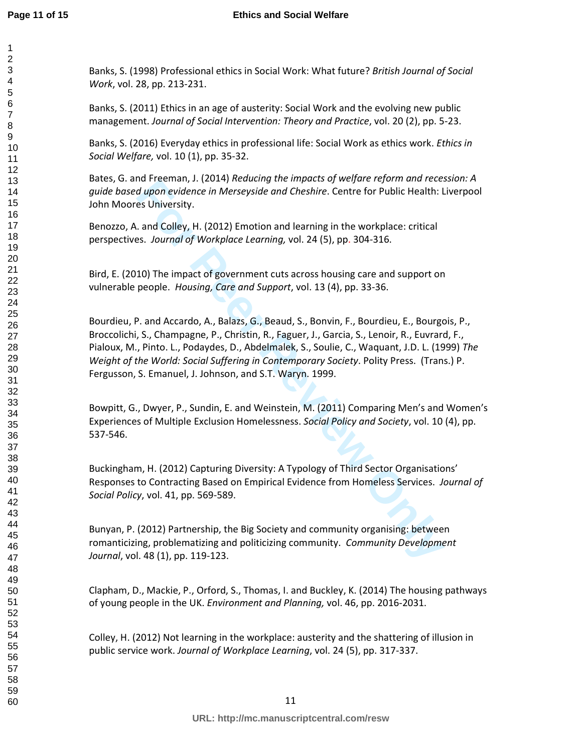Banks, S. (1998) Professional ethics in Social Work: What future? *British Journal of Social Work*, vol. 28, pp. 213-231.

Banks, S. (2011) Ethics in an age of austerity: Social Work and the evolving new public management. *Journal of Social Intervention: Theory and Practice*, vol. 20 (2), pp. 5-23.

Banks, S. (2016) Everyday ethics in professional life: Social Work as ethics work. *Ethics in Social Welfare,* vol. 10 (1), pp. 35-32.

Bates, G. and Freeman, J. (2014) *Reducing the impacts of welfare reform and recession: A guide based upon evidence in Merseyside and Cheshire*. Centre for Public Health: Liverpool John Moores University.

Benozzo, A. and Colley, H. (2012) Emotion and learning in the workplace: critical perspectives. *Journal of Workplace Learning,* vol. 24 (5), pp. 304-316.

Bird, E. (2010) The impact of government cuts across housing care and support on vulnerable people. *Housing, Care and Support*, vol. 13 (4), pp. 33-36.

Bourdieu, P. and Accardo, A., Balazs, G., Beaud, S., Bonvin, F., Bourdieu, E., Bourgois, P., Broccolichi, S., Champagne, P., Christin, R., Faguer, J., Garcia, S., Lenoir, R., Euvrard, F., Pialoux, M., Pinto. L., Podaydes, D., Abdelmalek, S., Soulie, C., Waquant, J.D. L. (1999) *The Weight of the World: Social Suffering in Contemporary Society*. Polity Press. (Trans.) P. Fergusson, S. Emanuel, J. Johnson, and S.T. Waryn. 1999.

Bowpitt, G., Dwyer, P., Sundin, E. and Weinstein, M. (2011) Comparing Men's and Women's Experiences of Multiple Exclusion Homelessness. *Social Policy and Society*, vol. 10 (4), pp. 537-546.

Buckingham, H. (2012) Capturing Diversity: A Typology of Third Sector Organisations' Responses to Contracting Based on Empirical Evidence from Homeless Services. *Journal of Social Policy*, vol. 41, pp. 569-589.

Bunyan, P. (2012) Partnership, the Big Society and community organising: between romanticizing, problematizing and politicizing community. *Community Development Journal*, vol. 48 (1), pp. 119-123.

Clapham, D., Mackie, P., Orford, S., Thomas, I. and Buckley, K. (2014) The housing pathways of young people in the UK. *Environment and Planning,* vol. 46, pp. 2016-2031.

Colley, H. (2012) Not learning in the workplace: austerity and the shattering of illusion in public service work. *Journal of Workplace Learning*, vol. 24 (5), pp. 317-337.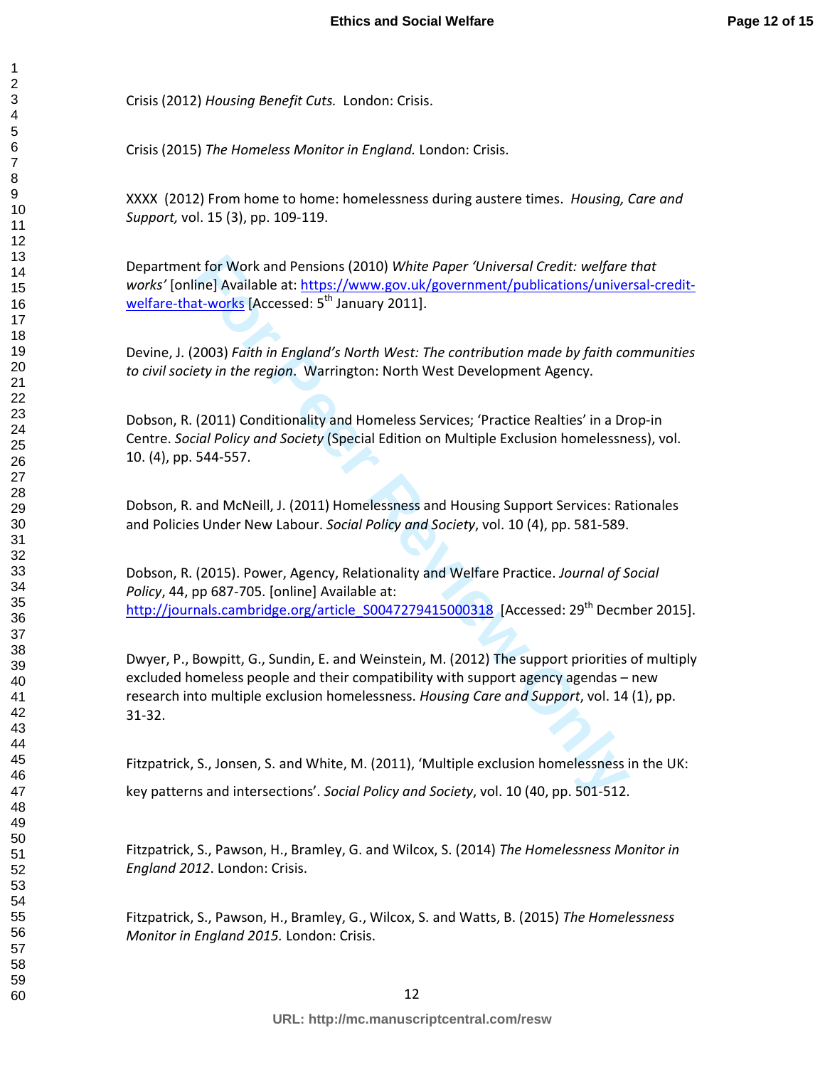Crisis (2012) *Housing Benefit Cuts.* London: Crisis.

Crisis (2015) *The Homeless Monitor in England.* London: Crisis.

XXXX (2012) From home to home: homelessness during austere times. *Housing, Care and Support,* vol. 15 (3), pp. 109-119.

Department for Work and Pensions (2010) *White Paper 'Universal Credit: welfare that works'* [online] Available at: https://www.gov.uk/government/publications/universal-credit-welfare-that-works [Accessed: 5th January 2011].

Devine, J. (2003) *Faith in England's North West: The contribution made by faith communities to civil society in the region*. Warrington: North West Development Agency.

Dobson, R. (2011) Conditionality and Homeless Services; 'Practice Realties' in a Drop-in Centre. *Social Policy and Society* (Special Edition on Multiple Exclusion homelessness), vol. 10. (4), pp. 544-557.

Dobson, R. and McNeill, J. (2011) Homelessness and Housing Support Services: Rationales and Policies Under New Labour. *Social Policy and Society*, vol. 10 (4), pp. 581-589.

Dobson, R. (2015). Power, Agency, Relationality and Welfare Practice. *Journal of Social Policy*, 44, pp 687-705. [online] Available at: http://journals.cambridge.org/article_S0047279415000318 [Accessed: 29th Decmber 2015].

Dwyer, P., Bowpitt, G., Sundin, E. and Weinstein, M. (2012) The support priorities of multiply excluded homeless people and their compatibility with support agency agendas – new research into multiple exclusion homelessness. *Housing Care and Support*, vol. 14 (1), pp. 31-32.

Fitzpatrick, S., Jonsen, S. and White, M. (2011), 'Multiple exclusion homelessness in the UK: key patterns and intersections'. *Social Policy and Society*, vol. 10 (40, pp. 501-512.

Fitzpatrick, S., Pawson, H., Bramley, G. and Wilcox, S. (2014) *The Homelessness Monitor in England 2012*. London: Crisis.

Fitzpatrick, S., Pawson, H., Bramley, G., Wilcox, S. and Watts, B. (2015) *The Homelessness Monitor in England 2015.* London: Crisis.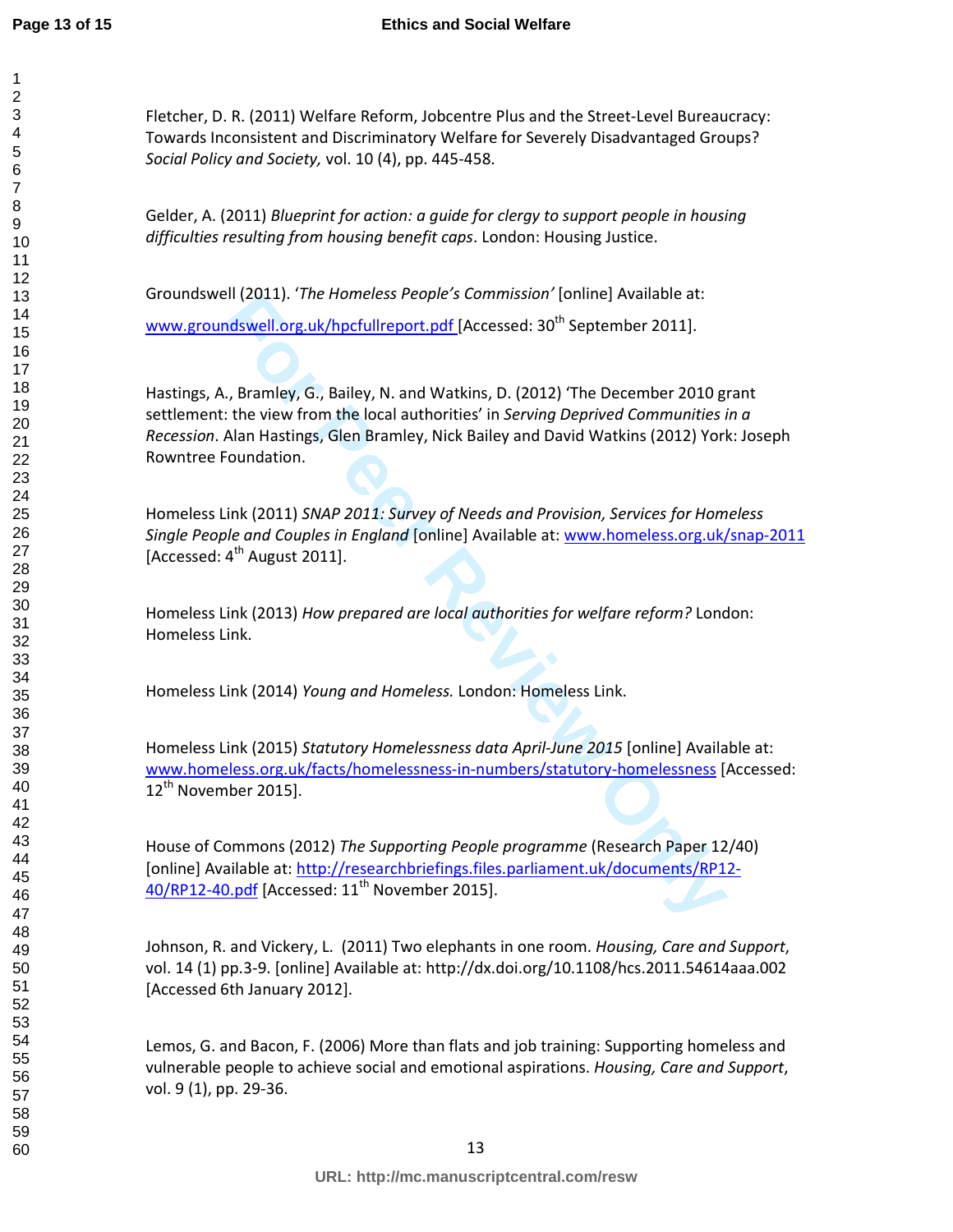Fletcher, D. R. (2011) Welfare Reform, Jobcentre Plus and the Street-Level Bureaucracy: Towards Inconsistent and Discriminatory Welfare for Severely Disadvantaged Groups? *Social Policy and Society,* vol. 10 (4), pp. 445-458.

Gelder, A. (2011) *Blueprint for action: a guide for clergy to support people in housing difficulties resulting from housing benefit caps*. London: Housing Justice.

Groundswell (2011). '*The Homeless People's Commission*' [online] Available at: www.groundswell.org.uk/hpcfullreport.pdf [Accessed: 30th September 2011].

Hastings, A., Bramley, G., Bailey, N. and Watkins, D. (2012) 'The December 2010 grant settlement: the view from the local authorities' in *Serving Deprived Communities in a Recession*. Alan Hastings, Glen Bramley, Nick Bailey and David Watkins (2012) York: Joseph Rowntree Foundation.

Homeless Link (2011) *SNAP 2011: Survey of Needs and Provision, Services for Homeless Single People and Couples in England* [online] Available at: www.homeless.org.uk/snap-2011 [Accessed: 4th August 2011].

Homeless Link (2013) *How prepared are local authorities for welfare reform?* London: Homeless Link.

Homeless Link (2014) *Young and Homeless.* London: Homeless Link.

Homeless Link (2015) *Statutory Homelessness data April-June 2015* [online] Available at: www.homeless.org.uk/facts/homelessness-in-numbers/statutory-homelessness [Accessed: 12th November 2015].

House of Commons (2012) *The Supporting People programme* (Research Paper 12/40) [online] Available at: http://researchbriefings.files.parliament.uk/documents/RP12-40/RP12-40.pdf [Accessed: 11th November 2015].

Johnson, R. and Vickery, L. (2011) Two elephants in one room. *Housing, Care and Support*, vol. 14 (1) pp.3-9. [online] Available at: http://dx.doi.org/10.1108/hcs.2011.54614aaa.002 [Accessed 6th January 2012].

Lemos, G. and Bacon, F. (2006) More than flats and job training: Supporting homeless and vulnerable people to achieve social and emotional aspirations. *Housing, Care and Support*, vol. 9 (1), pp. 29-36.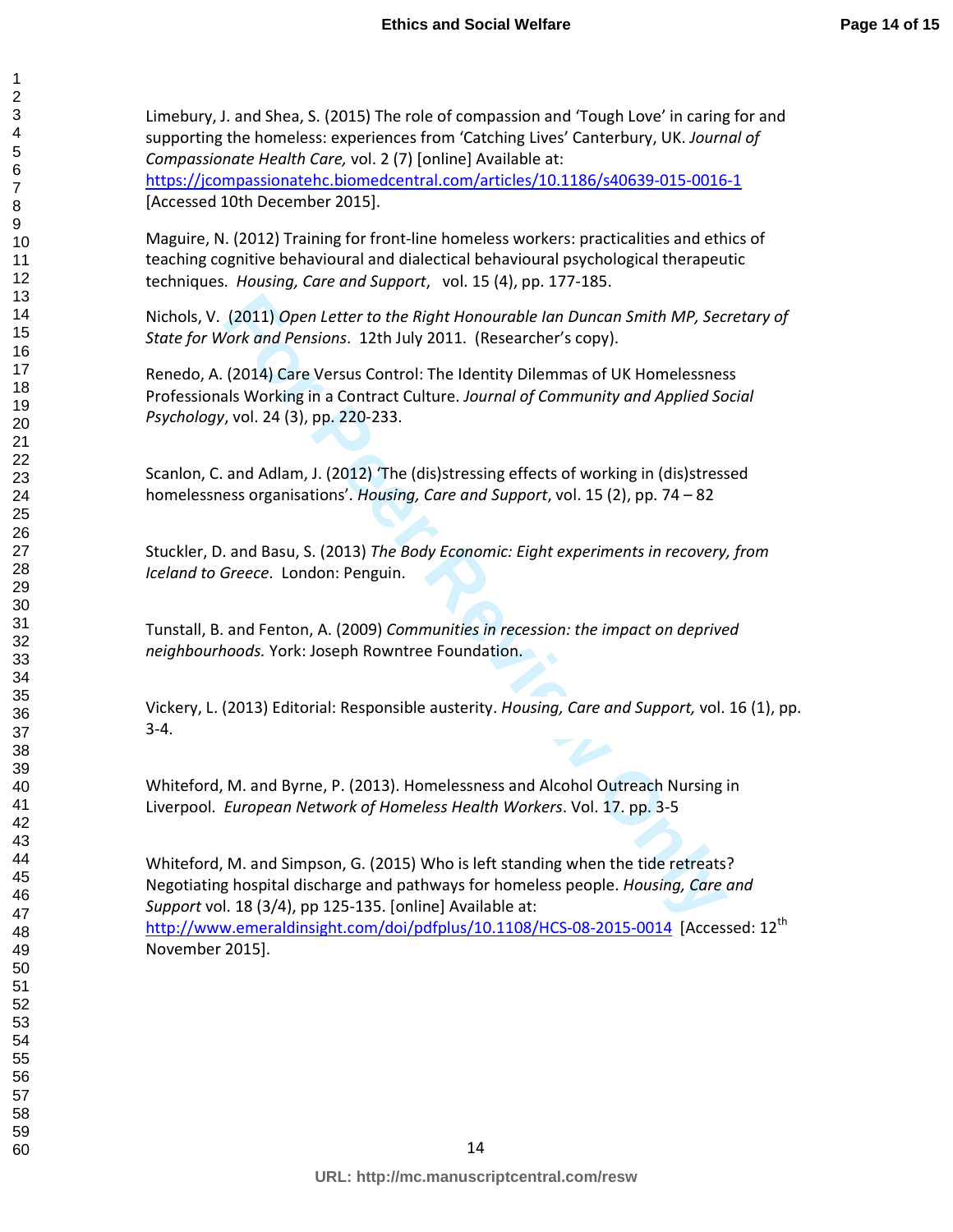Limebury, J. and Shea, S. (2015) The role of compassion and 'Tough Love' in caring for and supporting the homeless: experiences from 'Catching Lives' Canterbury, UK. *Journal of Compassionate Health Care,* vol. 2 (7) [online] Available at: https://jcompassionatehc.biomedcentral.com/articles/10.1186/s40639-015-0016-1 [Accessed 10th December 2015].

Maguire, N. (2012) Training for front-line homeless workers: practicalities and ethics of teaching cognitive behavioural and dialectical behavioural psychological therapeutic techniques. *Housing, Care and Support*, vol. 15 (4), pp. 177-185.

Nichols, V. (2011) *Open Letter to the Right Honourable Ian Duncan Smith MP, Secretary of State for Work and Pensions*. 12th July 2011. (Researcher's copy).

Renedo, A. (2014) Care Versus Control: The Identity Dilemmas of UK Homelessness Professionals Working in a Contract Culture. *Journal of Community and Applied Social Psychology*, vol. 24 (3), pp. 220-233.

Scanlon, C. and Adlam, J. (2012) 'The (dis)stressing effects of working in (dis)stressed homelessness organisations'. *Housing, Care and Support*, vol. 15 (2), pp. 74 – 82

Stuckler, D. and Basu, S. (2013) *The Body Economic: Eight experiments in recovery, from Iceland to Greece*. London: Penguin.

Tunstall, B. and Fenton, A. (2009) *Communities in recession: the impact on deprived neighbourhoods.* York: Joseph Rowntree Foundation.

Vickery, L. (2013) Editorial: Responsible austerity. *Housing, Care and Support,* vol. 16 (1), pp. 3-4.

Whiteford, M. and Byrne, P. (2013). Homelessness and Alcohol Outreach Nursing in Liverpool. *European Network of Homeless Health Workers*. Vol. 17. pp. 3-5

Whiteford, M. and Simpson, G. (2015) Who is left standing when the tide retreats? Negotiating hospital discharge and pathways for homeless people. *Housing, Care and Support* vol. 18 (3/4), pp 125-135. [online] Available at: http://www.emeraldinsight.com/doi/pdfplus/10.1108/HCS-08-2015-0014 [Accessed: 12th November 2015].